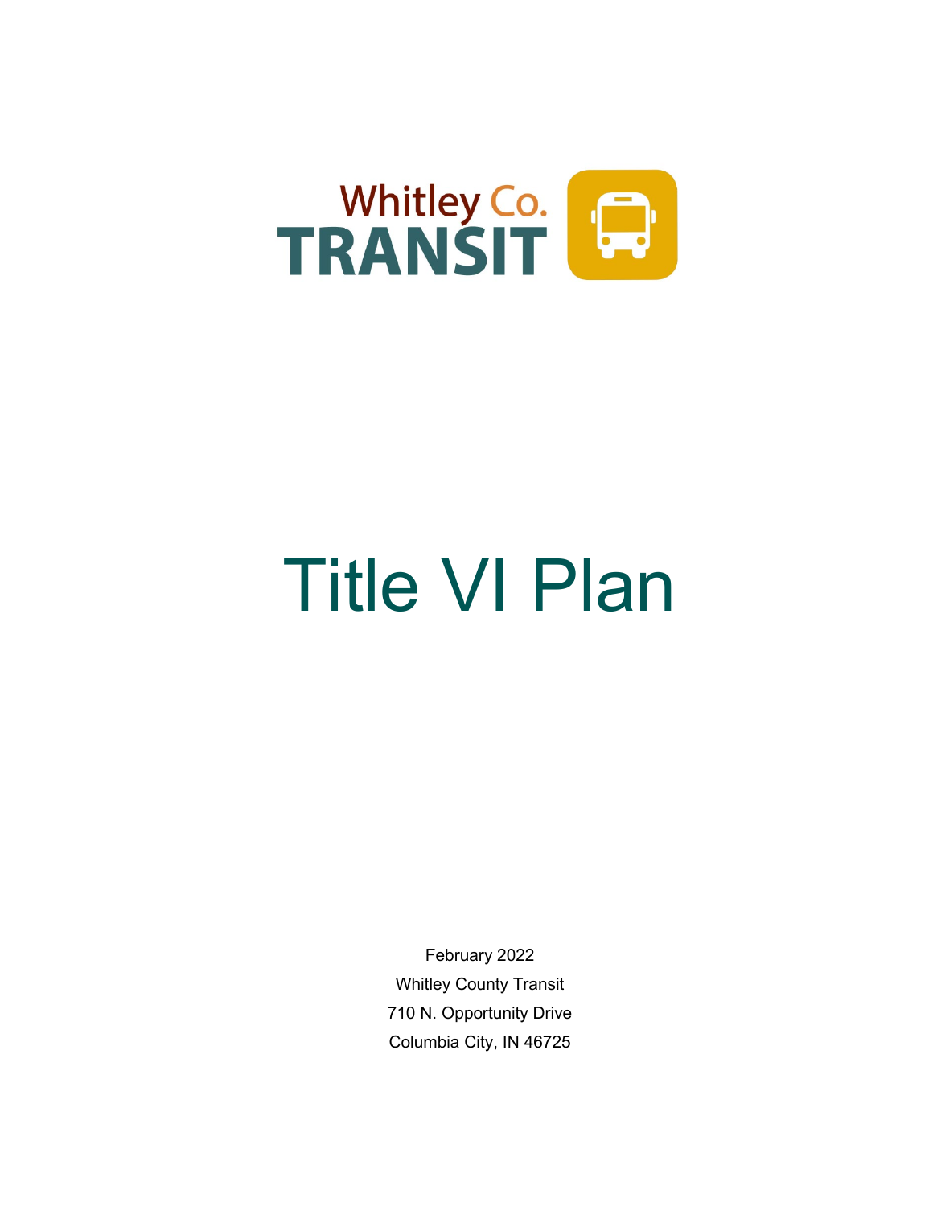Whitley Co.
TRANSIT

# Title VI Plan

February 2022

Whitley County Transit

710 N. Opportunity Drive

Columbia City, IN 46725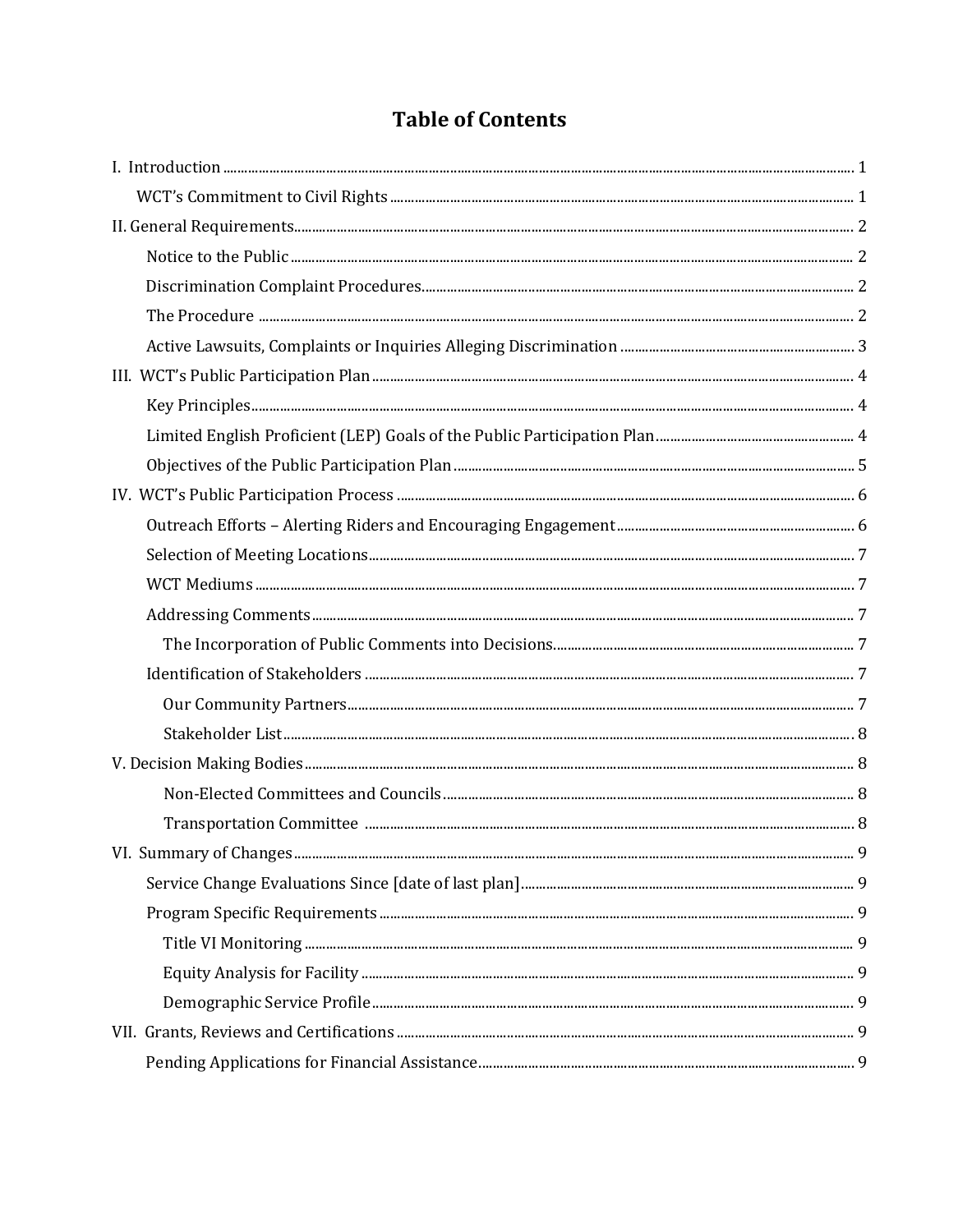# Table of Contents

- I. Introduction ........ 1
  - WCT's Commitment to Civil Rights ........ 1
- II. General Requirements ........ 2
  - Notice to the Public ........ 2
  - Discrimination Complaint Procedures ........ 2
  - The Procedure ........ 2
  - Active Lawsuits, Complaints or Inquiries Alleging Discrimination ........ 3
- III. WCT's Public Participation Plan ........ 4
  - Key Principles ........ 4
  - Limited English Proficient (LEP) Goals of the Public Participation Plan ........ 4
  - Objectives of the Public Participation Plan ........ 5
- IV. WCT's Public Participation Process ........ 6
  - Outreach Efforts – Alerting Riders and Encouraging Engagement ........ 6
  - Selection of Meeting Locations ........ 7
  - WCT Mediums ........ 7
  - Addressing Comments ........ 7
    - The Incorporation of Public Comments into Decisions ........ 7
  - Identification of Stakeholders ........ 7
    - Our Community Partners ........ 7
    - Stakeholder List ........ 8
- V. Decision Making Bodies ........ 8
  - Non-Elected Committees and Councils ........ 8
  - Transportation Committee ........ 8
- VI. Summary of Changes ........ 9
  - Service Change Evaluations Since [date of last plan] ........ 9
  - Program Specific Requirements ........ 9
    - Title VI Monitoring ........ 9
    - Equity Analysis for Facility ........ 9
    - Demographic Service Profile ........ 9
- VII. Grants, Reviews and Certifications ........ 9
  - Pending Applications for Financial Assistance ........ 9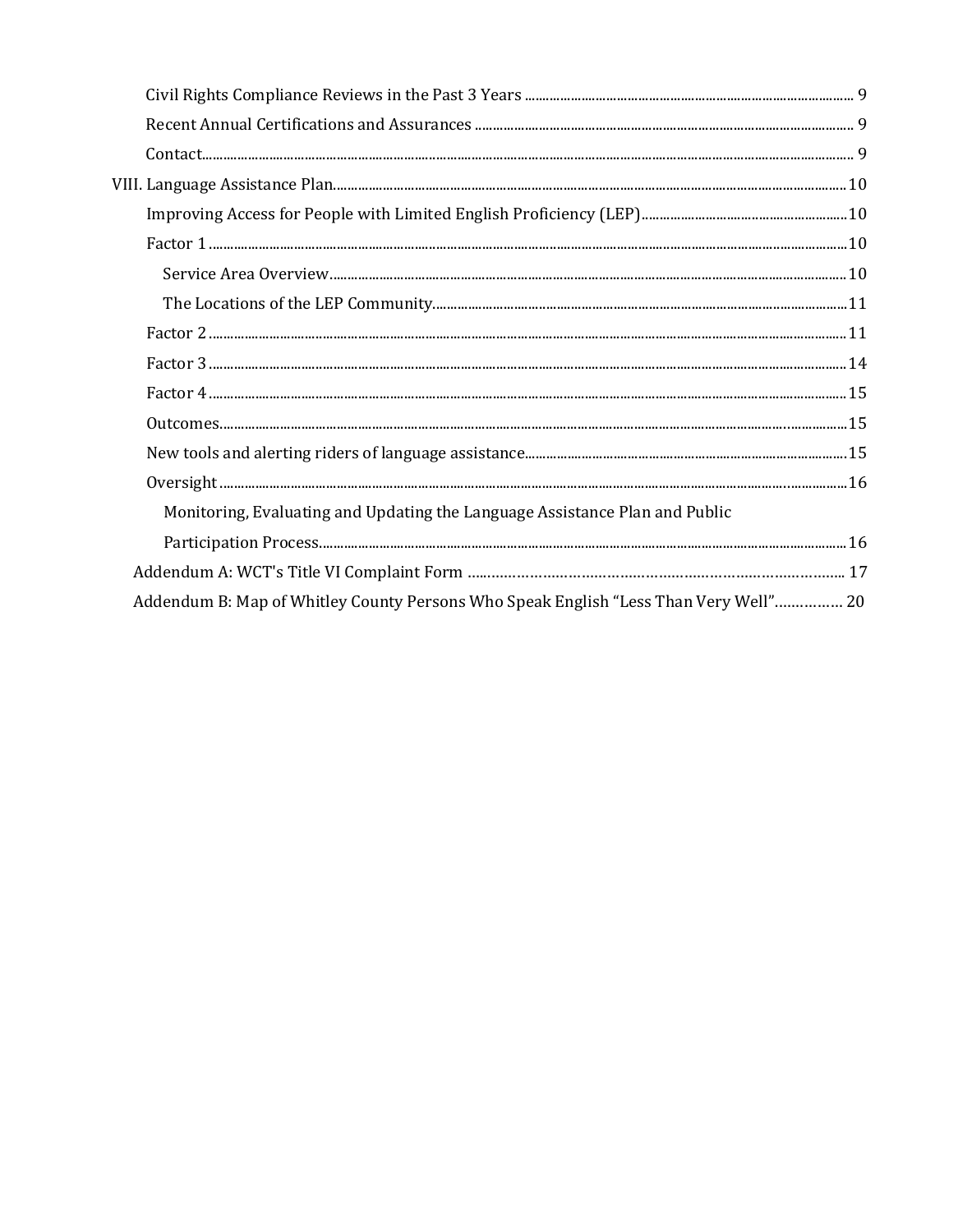- Civil Rights Compliance Reviews in the Past 3 Years ..... 9
- Recent Annual Certifications and Assurances ..... 9
- Contact..... 9

VIII. Language Assistance Plan..... 10

- Improving Access for People with Limited English Proficiency (LEP)..... 10
- Factor 1 ..... 10
  - Service Area Overview..... 10
  - The Locations of the LEP Community..... 11
- Factor 2 ..... 11
- Factor 3 ..... 14
- Factor 4 ..... 15
- Outcomes..... 15
- New tools and alerting riders of language assistance..... 15
- Oversight ..... 16
  - Monitoring, Evaluating and Updating the Language Assistance Plan and Public Participation Process..... 16

Addendum A: WCT's Title VI Complaint Form ..... 17

Addendum B: Map of Whitley County Persons Who Speak English "Less Than Very Well"..... 20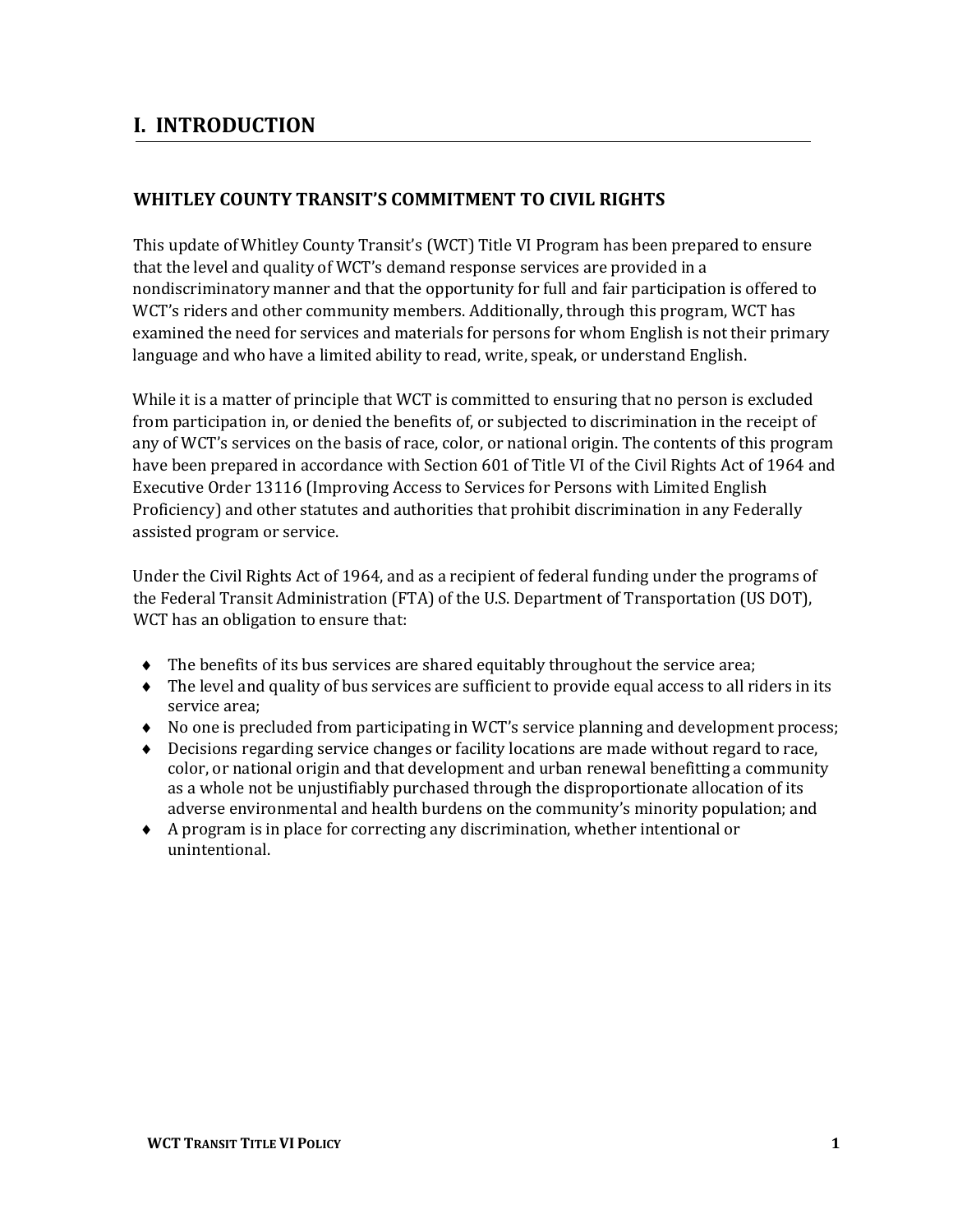# I. INTRODUCTION

## WHITLEY COUNTY TRANSIT'S COMMITMENT TO CIVIL RIGHTS

This update of Whitley County Transit's (WCT) Title VI Program has been prepared to ensure that the level and quality of WCT's demand response services are provided in a nondiscriminatory manner and that the opportunity for full and fair participation is offered to WCT's riders and other community members. Additionally, through this program, WCT has examined the need for services and materials for persons for whom English is not their primary language and who have a limited ability to read, write, speak, or understand English.

While it is a matter of principle that WCT is committed to ensuring that no person is excluded from participation in, or denied the benefits of, or subjected to discrimination in the receipt of any of WCT's services on the basis of race, color, or national origin. The contents of this program have been prepared in accordance with Section 601 of Title VI of the Civil Rights Act of 1964 and Executive Order 13116 (Improving Access to Services for Persons with Limited English Proficiency) and other statutes and authorities that prohibit discrimination in any Federally assisted program or service.

Under the Civil Rights Act of 1964, and as a recipient of federal funding under the programs of the Federal Transit Administration (FTA) of the U.S. Department of Transportation (US DOT), WCT has an obligation to ensure that:

- The benefits of its bus services are shared equitably throughout the service area;
- The level and quality of bus services are sufficient to provide equal access to all riders in its service area;
- No one is precluded from participating in WCT's service planning and development process;
- Decisions regarding service changes or facility locations are made without regard to race, color, or national origin and that development and urban renewal benefitting a community as a whole not be unjustifiably purchased through the disproportionate allocation of its adverse environmental and health burdens on the community's minority population; and
- A program is in place for correcting any discrimination, whether intentional or unintentional.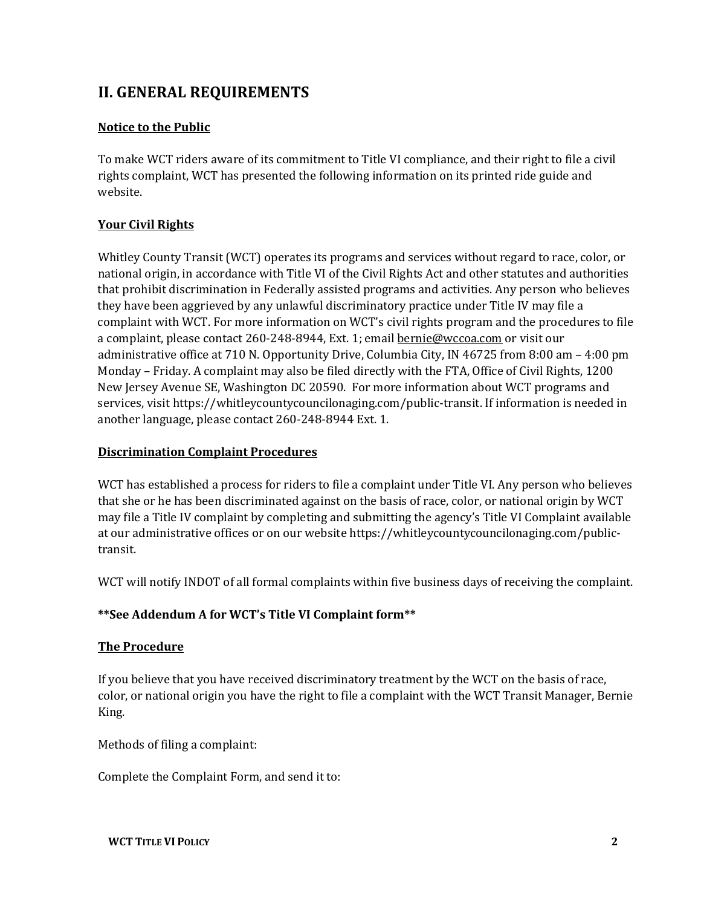## II. GENERAL REQUIREMENTS

**Notice to the Public**

To make WCT riders aware of its commitment to Title VI compliance, and their right to file a civil rights complaint, WCT has presented the following information on its printed ride guide and website.

**Your Civil Rights**

Whitley County Transit (WCT) operates its programs and services without regard to race, color, or national origin, in accordance with Title VI of the Civil Rights Act and other statutes and authorities that prohibit discrimination in Federally assisted programs and activities. Any person who believes they have been aggrieved by any unlawful discriminatory practice under Title IV may file a complaint with WCT. For more information on WCT's civil rights program and the procedures to file a complaint, please contact 260-248-8944, Ext. 1; email bernie@wccoa.com or visit our administrative office at 710 N. Opportunity Drive, Columbia City, IN 46725 from 8:00 am – 4:00 pm Monday – Friday. A complaint may also be filed directly with the FTA, Office of Civil Rights, 1200 New Jersey Avenue SE, Washington DC 20590. For more information about WCT programs and services, visit https://whitleycountycouncilonaging.com/public-transit. If information is needed in another language, please contact 260-248-8944 Ext. 1.

**Discrimination Complaint Procedures**

WCT has established a process for riders to file a complaint under Title VI. Any person who believes that she or he has been discriminated against on the basis of race, color, or national origin by WCT may file a Title IV complaint by completing and submitting the agency's Title VI Complaint available at our administrative offices or on our website https://whitleycountycouncilonaging.com/public-transit.

WCT will notify INDOT of all formal complaints within five business days of receiving the complaint.

**\*\*See Addendum A for WCT's Title VI Complaint form\*\***

**The Procedure**

If you believe that you have received discriminatory treatment by the WCT on the basis of race, color, or national origin you have the right to file a complaint with the WCT Transit Manager, Bernie King.

Methods of filing a complaint:

Complete the Complaint Form, and send it to: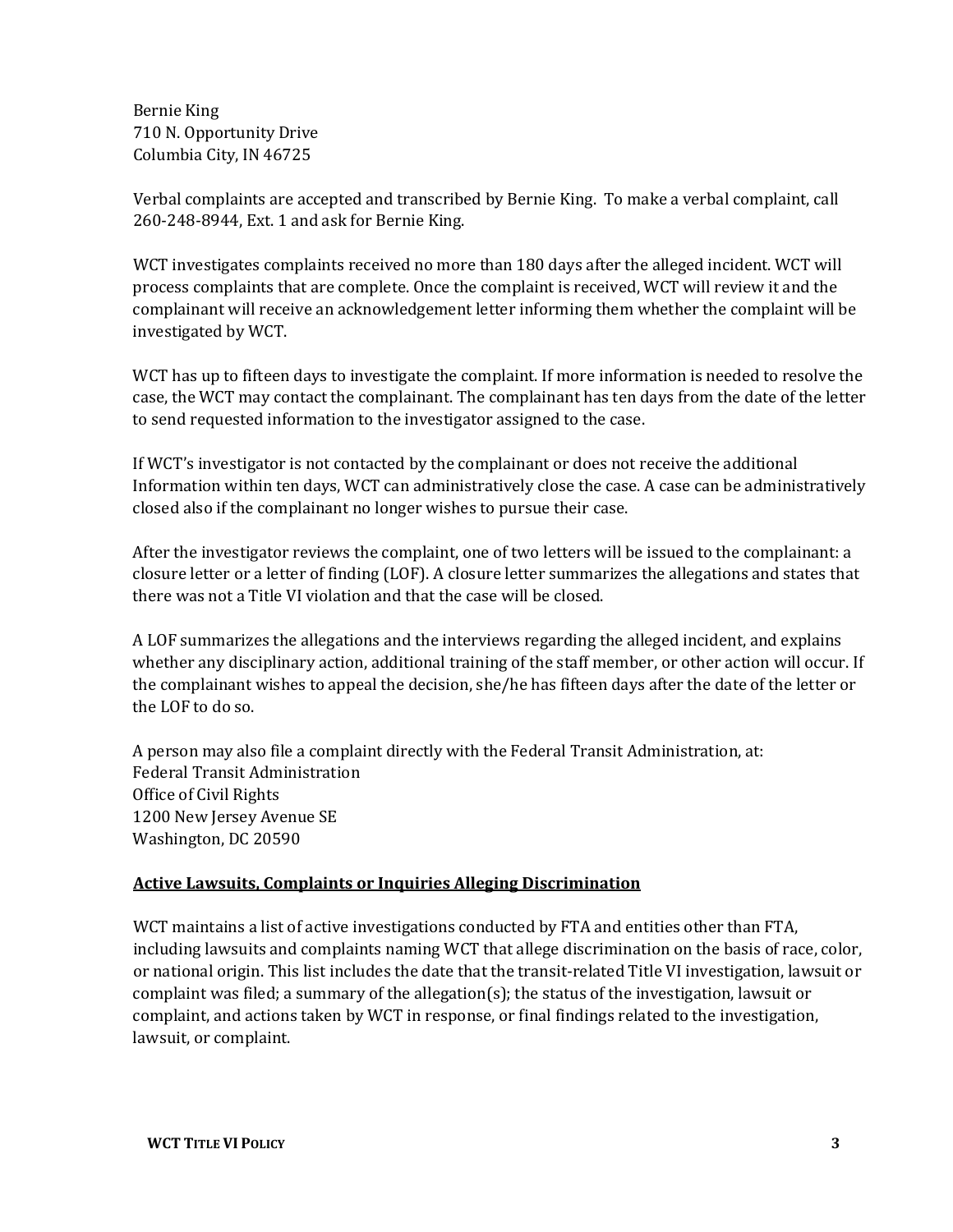Bernie King
710 N. Opportunity Drive
Columbia City, IN 46725

Verbal complaints are accepted and transcribed by Bernie King. To make a verbal complaint, call 260-248-8944, Ext. 1 and ask for Bernie King.

WCT investigates complaints received no more than 180 days after the alleged incident. WCT will process complaints that are complete. Once the complaint is received, WCT will review it and the complainant will receive an acknowledgement letter informing them whether the complaint will be investigated by WCT.

WCT has up to fifteen days to investigate the complaint. If more information is needed to resolve the case, the WCT may contact the complainant. The complainant has ten days from the date of the letter to send requested information to the investigator assigned to the case.

If WCT's investigator is not contacted by the complainant or does not receive the additional Information within ten days, WCT can administratively close the case. A case can be administratively closed also if the complainant no longer wishes to pursue their case.

After the investigator reviews the complaint, one of two letters will be issued to the complainant: a closure letter or a letter of finding (LOF). A closure letter summarizes the allegations and states that there was not a Title VI violation and that the case will be closed.

A LOF summarizes the allegations and the interviews regarding the alleged incident, and explains whether any disciplinary action, additional training of the staff member, or other action will occur. If the complainant wishes to appeal the decision, she/he has fifteen days after the date of the letter or the LOF to do so.

A person may also file a complaint directly with the Federal Transit Administration, at:
Federal Transit Administration
Office of Civil Rights
1200 New Jersey Avenue SE
Washington, DC 20590

**Active Lawsuits, Complaints or Inquiries Alleging Discrimination**

WCT maintains a list of active investigations conducted by FTA and entities other than FTA, including lawsuits and complaints naming WCT that allege discrimination on the basis of race, color, or national origin. This list includes the date that the transit-related Title VI investigation, lawsuit or complaint was filed; a summary of the allegation(s); the status of the investigation, lawsuit or complaint, and actions taken by WCT in response, or final findings related to the investigation, lawsuit, or complaint.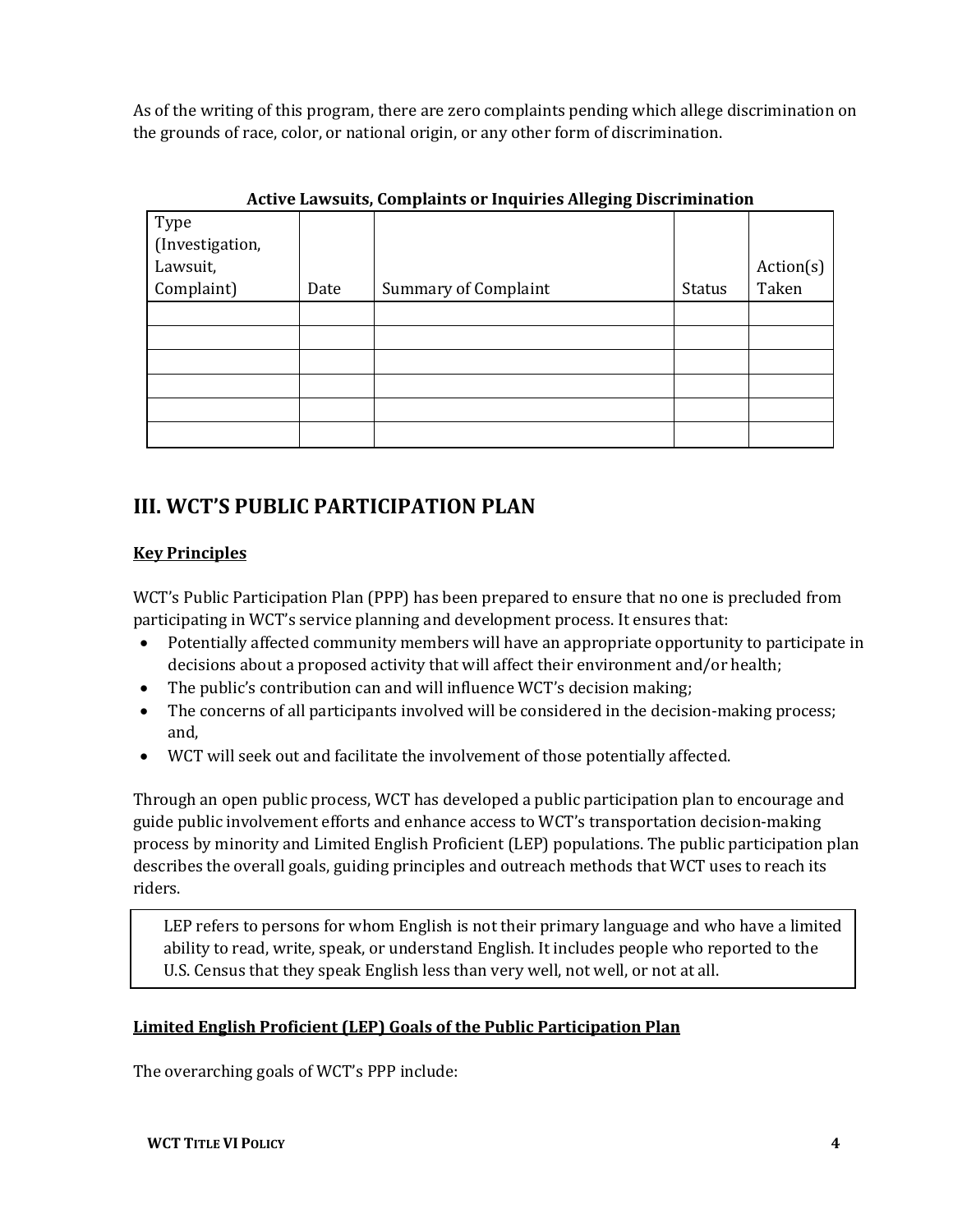As of the writing of this program, there are zero complaints pending which allege discrimination on the grounds of race, color, or national origin, or any other form of discrimination.

**Active Lawsuits, Complaints or Inquiries Alleging Discrimination**

| Type (Investigation, Lawsuit, Complaint) | Date | Summary of Complaint | Status | Action(s) Taken |
|---|---|---|---|---|
| | | | | |
| | | | | |
| | | | | |
| | | | | |
| | | | | |
| | | | | |

## III. WCT'S PUBLIC PARTICIPATION PLAN

### Key Principles

WCT's Public Participation Plan (PPP) has been prepared to ensure that no one is precluded from participating in WCT's service planning and development process. It ensures that:

- Potentially affected community members will have an appropriate opportunity to participate in decisions about a proposed activity that will affect their environment and/or health;
- The public's contribution can and will influence WCT's decision making;
- The concerns of all participants involved will be considered in the decision-making process; and,
- WCT will seek out and facilitate the involvement of those potentially affected.

Through an open public process, WCT has developed a public participation plan to encourage and guide public involvement efforts and enhance access to WCT's transportation decision-making process by minority and Limited English Proficient (LEP) populations. The public participation plan describes the overall goals, guiding principles and outreach methods that WCT uses to reach its riders.

> LEP refers to persons for whom English is not their primary language and who have a limited ability to read, write, speak, or understand English. It includes people who reported to the U.S. Census that they speak English less than very well, not well, or not at all.

### Limited English Proficient (LEP) Goals of the Public Participation Plan

The overarching goals of WCT's PPP include: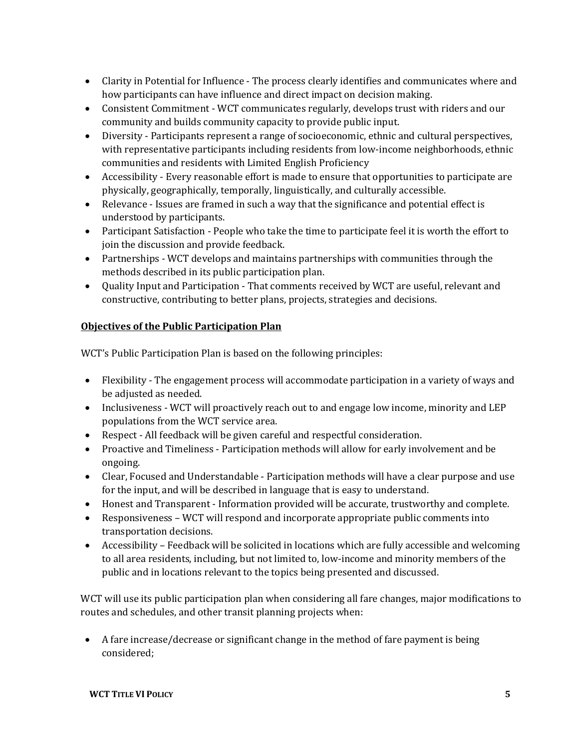- Clarity in Potential for Influence - The process clearly identifies and communicates where and how participants can have influence and direct impact on decision making.
- Consistent Commitment - WCT communicates regularly, develops trust with riders and our community and builds community capacity to provide public input.
- Diversity - Participants represent a range of socioeconomic, ethnic and cultural perspectives, with representative participants including residents from low-income neighborhoods, ethnic communities and residents with Limited English Proficiency
- Accessibility - Every reasonable effort is made to ensure that opportunities to participate are physically, geographically, temporally, linguistically, and culturally accessible.
- Relevance - Issues are framed in such a way that the significance and potential effect is understood by participants.
- Participant Satisfaction - People who take the time to participate feel it is worth the effort to join the discussion and provide feedback.
- Partnerships - WCT develops and maintains partnerships with communities through the methods described in its public participation plan.
- Quality Input and Participation - That comments received by WCT are useful, relevant and constructive, contributing to better plans, projects, strategies and decisions.

**Objectives of the Public Participation Plan**

WCT's Public Participation Plan is based on the following principles:

- Flexibility - The engagement process will accommodate participation in a variety of ways and be adjusted as needed.
- Inclusiveness - WCT will proactively reach out to and engage low income, minority and LEP populations from the WCT service area.
- Respect - All feedback will be given careful and respectful consideration.
- Proactive and Timeliness - Participation methods will allow for early involvement and be ongoing.
- Clear, Focused and Understandable - Participation methods will have a clear purpose and use for the input, and will be described in language that is easy to understand.
- Honest and Transparent - Information provided will be accurate, trustworthy and complete.
- Responsiveness – WCT will respond and incorporate appropriate public comments into transportation decisions.
- Accessibility – Feedback will be solicited in locations which are fully accessible and welcoming to all area residents, including, but not limited to, low-income and minority members of the public and in locations relevant to the topics being presented and discussed.

WCT will use its public participation plan when considering all fare changes, major modifications to routes and schedules, and other transit planning projects when:

- A fare increase/decrease or significant change in the method of fare payment is being considered;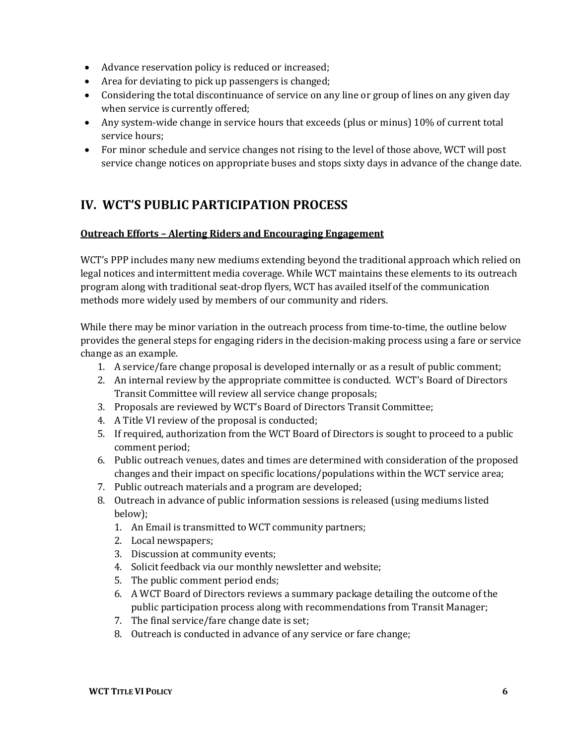- Advance reservation policy is reduced or increased;
- Area for deviating to pick up passengers is changed;
- Considering the total discontinuance of service on any line or group of lines on any given day when service is currently offered;
- Any system-wide change in service hours that exceeds (plus or minus) 10% of current total service hours;
- For minor schedule and service changes not rising to the level of those above, WCT will post service change notices on appropriate buses and stops sixty days in advance of the change date.

## IV. WCT'S PUBLIC PARTICIPATION PROCESS

**Outreach Efforts – Alerting Riders and Encouraging Engagement**

WCT's PPP includes many new mediums extending beyond the traditional approach which relied on legal notices and intermittent media coverage. While WCT maintains these elements to its outreach program along with traditional seat-drop flyers, WCT has availed itself of the communication methods more widely used by members of our community and riders.

While there may be minor variation in the outreach process from time-to-time, the outline below provides the general steps for engaging riders in the decision-making process using a fare or service change as an example.

1. A service/fare change proposal is developed internally or as a result of public comment;
2. An internal review by the appropriate committee is conducted. WCT's Board of Directors Transit Committee will review all service change proposals;
3. Proposals are reviewed by WCT's Board of Directors Transit Committee;
4. A Title VI review of the proposal is conducted;
5. If required, authorization from the WCT Board of Directors is sought to proceed to a public comment period;
6. Public outreach venues, dates and times are determined with consideration of the proposed changes and their impact on specific locations/populations within the WCT service area;
7. Public outreach materials and a program are developed;
8. Outreach in advance of public information sessions is released (using mediums listed below);
    1. An Email is transmitted to WCT community partners;
    2. Local newspapers;
    3. Discussion at community events;
    4. Solicit feedback via our monthly newsletter and website;
    5. The public comment period ends;
    6. A WCT Board of Directors reviews a summary package detailing the outcome of the public participation process along with recommendations from Transit Manager;
    7. The final service/fare change date is set;
    8. Outreach is conducted in advance of any service or fare change;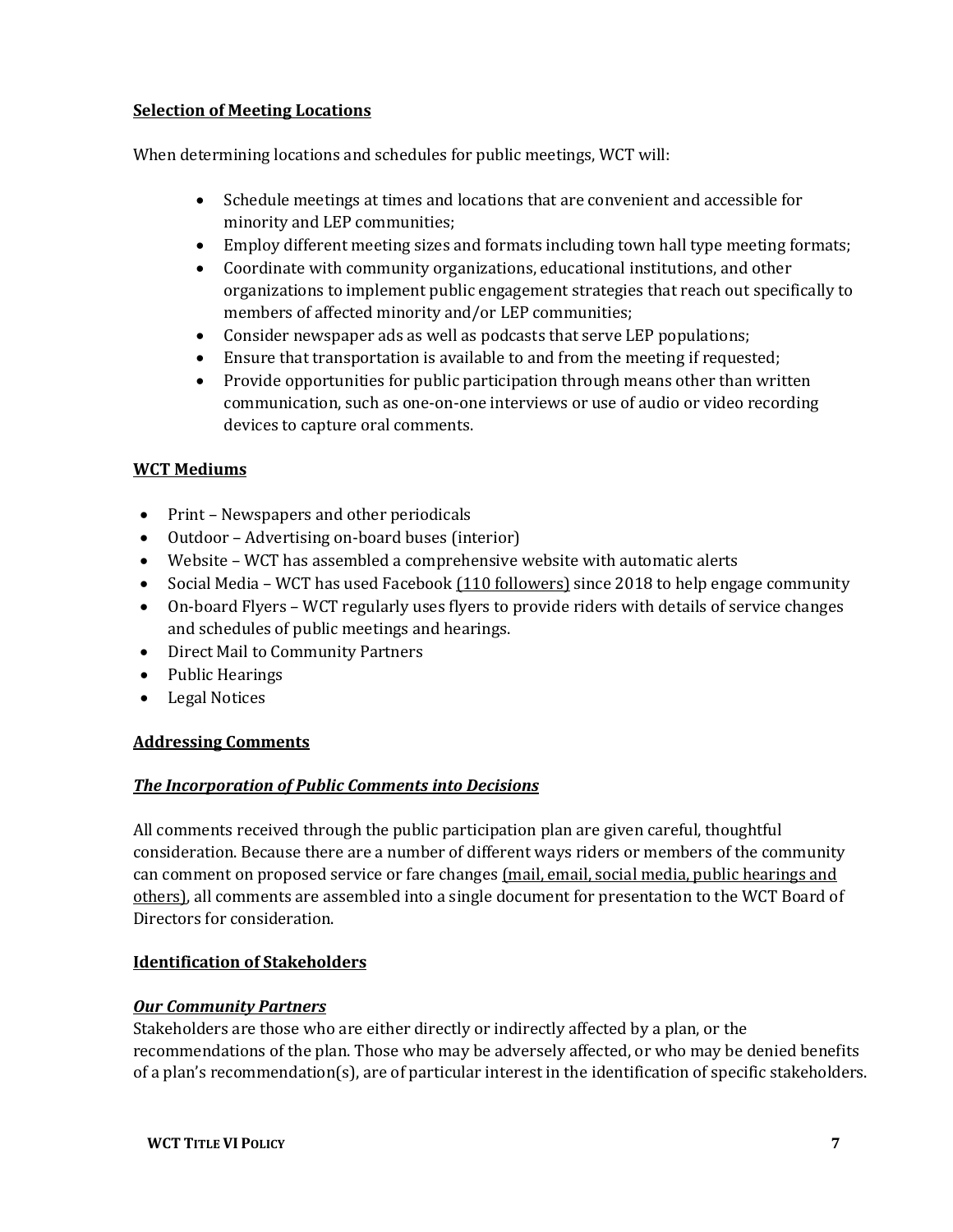**Selection of Meeting Locations**

When determining locations and schedules for public meetings, WCT will:

- Schedule meetings at times and locations that are convenient and accessible for minority and LEP communities;
- Employ different meeting sizes and formats including town hall type meeting formats;
- Coordinate with community organizations, educational institutions, and other organizations to implement public engagement strategies that reach out specifically to members of affected minority and/or LEP communities;
- Consider newspaper ads as well as podcasts that serve LEP populations;
- Ensure that transportation is available to and from the meeting if requested;
- Provide opportunities for public participation through means other than written communication, such as one-on-one interviews or use of audio or video recording devices to capture oral comments.

**WCT Mediums**

- Print – Newspapers and other periodicals
- Outdoor – Advertising on-board buses (interior)
- Website – WCT has assembled a comprehensive website with automatic alerts
- Social Media – WCT has used Facebook (110 followers) since 2018 to help engage community
- On-board Flyers – WCT regularly uses flyers to provide riders with details of service changes and schedules of public meetings and hearings.
- Direct Mail to Community Partners
- Public Hearings
- Legal Notices

**Addressing Comments**

***The Incorporation of Public Comments into Decisions***

All comments received through the public participation plan are given careful, thoughtful consideration. Because there are a number of different ways riders or members of the community can comment on proposed service or fare changes (mail, email, social media, public hearings and others), all comments are assembled into a single document for presentation to the WCT Board of Directors for consideration.

**Identification of Stakeholders**

***Our Community Partners***

Stakeholders are those who are either directly or indirectly affected by a plan, or the recommendations of the plan. Those who may be adversely affected, or who may be denied benefits of a plan's recommendation(s), are of particular interest in the identification of specific stakeholders.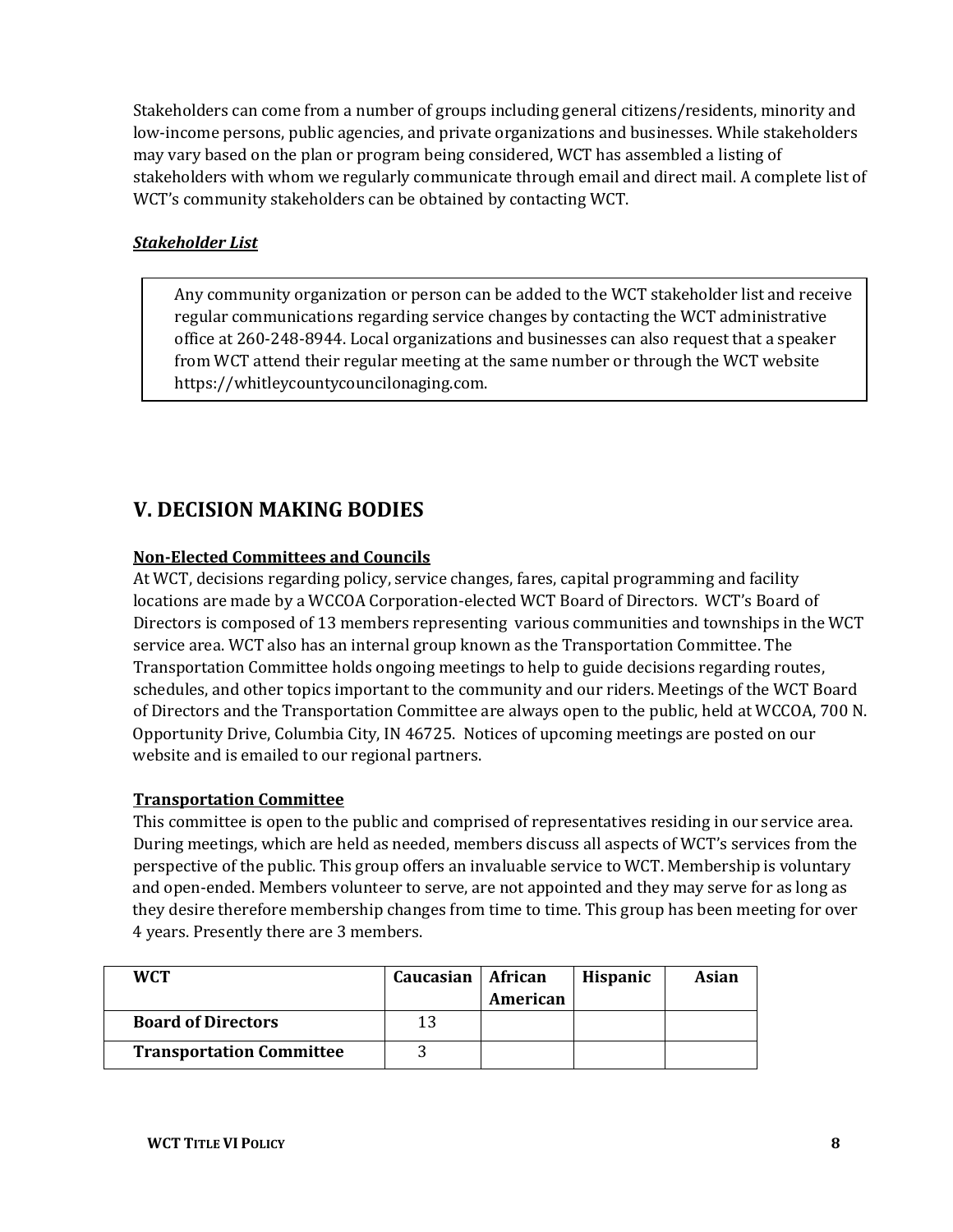Stakeholders can come from a number of groups including general citizens/residents, minority and low-income persons, public agencies, and private organizations and businesses. While stakeholders may vary based on the plan or program being considered, WCT has assembled a listing of stakeholders with whom we regularly communicate through email and direct mail. A complete list of WCT's community stakeholders can be obtained by contacting WCT.

***Stakeholder List***

Any community organization or person can be added to the WCT stakeholder list and receive regular communications regarding service changes by contacting the WCT administrative office at 260-248-8944. Local organizations and businesses can also request that a speaker from WCT attend their regular meeting at the same number or through the WCT website https://whitleycountycouncilonaging.com.

## V. DECISION MAKING BODIES

**Non-Elected Committees and Councils**

At WCT, decisions regarding policy, service changes, fares, capital programming and facility locations are made by a WCCOA Corporation-elected WCT Board of Directors. WCT's Board of Directors is composed of 13 members representing various communities and townships in the WCT service area. WCT also has an internal group known as the Transportation Committee. The Transportation Committee holds ongoing meetings to help to guide decisions regarding routes, schedules, and other topics important to the community and our riders. Meetings of the WCT Board of Directors and the Transportation Committee are always open to the public, held at WCCOA, 700 N. Opportunity Drive, Columbia City, IN 46725. Notices of upcoming meetings are posted on our website and is emailed to our regional partners.

**Transportation Committee**

This committee is open to the public and comprised of representatives residing in our service area. During meetings, which are held as needed, members discuss all aspects of WCT's services from the perspective of the public. This group offers an invaluable service to WCT. Membership is voluntary and open-ended. Members volunteer to serve, are not appointed and they may serve for as long as they desire therefore membership changes from time to time. This group has been meeting for over 4 years. Presently there are 3 members.

| WCT | Caucasian | African American | Hispanic | Asian |
|---|---|---|---|---|
| **Board of Directors** | 13 | | | |
| **Transportation Committee** | 3 | | | |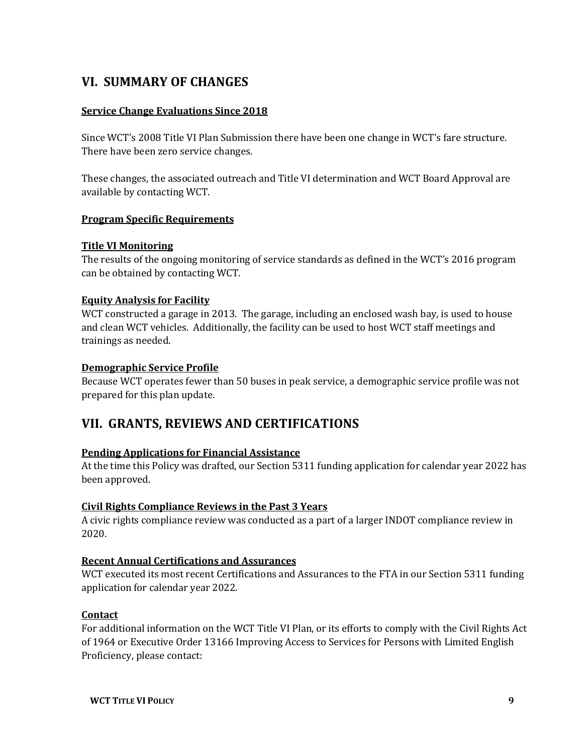## VI. SUMMARY OF CHANGES

**Service Change Evaluations Since 2018**

Since WCT's 2008 Title VI Plan Submission there have been one change in WCT's fare structure. There have been zero service changes.

These changes, the associated outreach and Title VI determination and WCT Board Approval are available by contacting WCT.

**Program Specific Requirements**

**Title VI Monitoring**

The results of the ongoing monitoring of service standards as defined in the WCT's 2016 program can be obtained by contacting WCT.

**Equity Analysis for Facility**

WCT constructed a garage in 2013. The garage, including an enclosed wash bay, is used to house and clean WCT vehicles. Additionally, the facility can be used to host WCT staff meetings and trainings as needed.

**Demographic Service Profile**

Because WCT operates fewer than 50 buses in peak service, a demographic service profile was not prepared for this plan update.

## VII. GRANTS, REVIEWS AND CERTIFICATIONS

**Pending Applications for Financial Assistance**

At the time this Policy was drafted, our Section 5311 funding application for calendar year 2022 has been approved.

**Civil Rights Compliance Reviews in the Past 3 Years**

A civic rights compliance review was conducted as a part of a larger INDOT compliance review in 2020.

**Recent Annual Certifications and Assurances**

WCT executed its most recent Certifications and Assurances to the FTA in our Section 5311 funding application for calendar year 2022.

**Contact**

For additional information on the WCT Title VI Plan, or its efforts to comply with the Civil Rights Act of 1964 or Executive Order 13166 Improving Access to Services for Persons with Limited English Proficiency, please contact: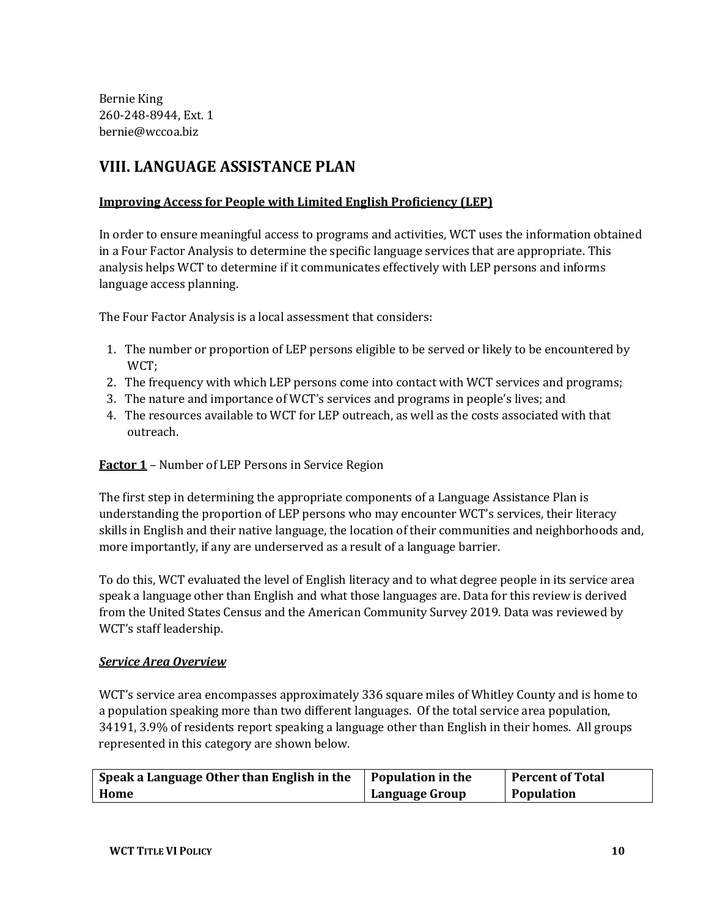Bernie King
260-248-8944, Ext. 1
bernie@wccoa.biz

## VIII. LANGUAGE ASSISTANCE PLAN

**Improving Access for People with Limited English Proficiency (LEP)**

In order to ensure meaningful access to programs and activities, WCT uses the information obtained in a Four Factor Analysis to determine the specific language services that are appropriate. This analysis helps WCT to determine if it communicates effectively with LEP persons and informs language access planning.

The Four Factor Analysis is a local assessment that considers:

1. The number or proportion of LEP persons eligible to be served or likely to be encountered by WCT;
2. The frequency with which LEP persons come into contact with WCT services and programs;
3. The nature and importance of WCT's services and programs in people's lives; and
4. The resources available to WCT for LEP outreach, as well as the costs associated with that outreach.

**Factor 1** – Number of LEP Persons in Service Region

The first step in determining the appropriate components of a Language Assistance Plan is understanding the proportion of LEP persons who may encounter WCT's services, their literacy skills in English and their native language, the location of their communities and neighborhoods and, more importantly, if any are underserved as a result of a language barrier.

To do this, WCT evaluated the level of English literacy and to what degree people in its service area speak a language other than English and what those languages are. Data for this review is derived from the United States Census and the American Community Survey 2019. Data was reviewed by WCT's staff leadership.

***Service Area Overview***

WCT's service area encompasses approximately 336 square miles of Whitley County and is home to a population speaking more than two different languages. Of the total service area population, 34191, 3.9% of residents report speaking a language other than English in their homes. All groups represented in this category are shown below.

| Speak a Language Other than English in the Home | Population in the Language Group | Percent of Total Population |
|---|---|---|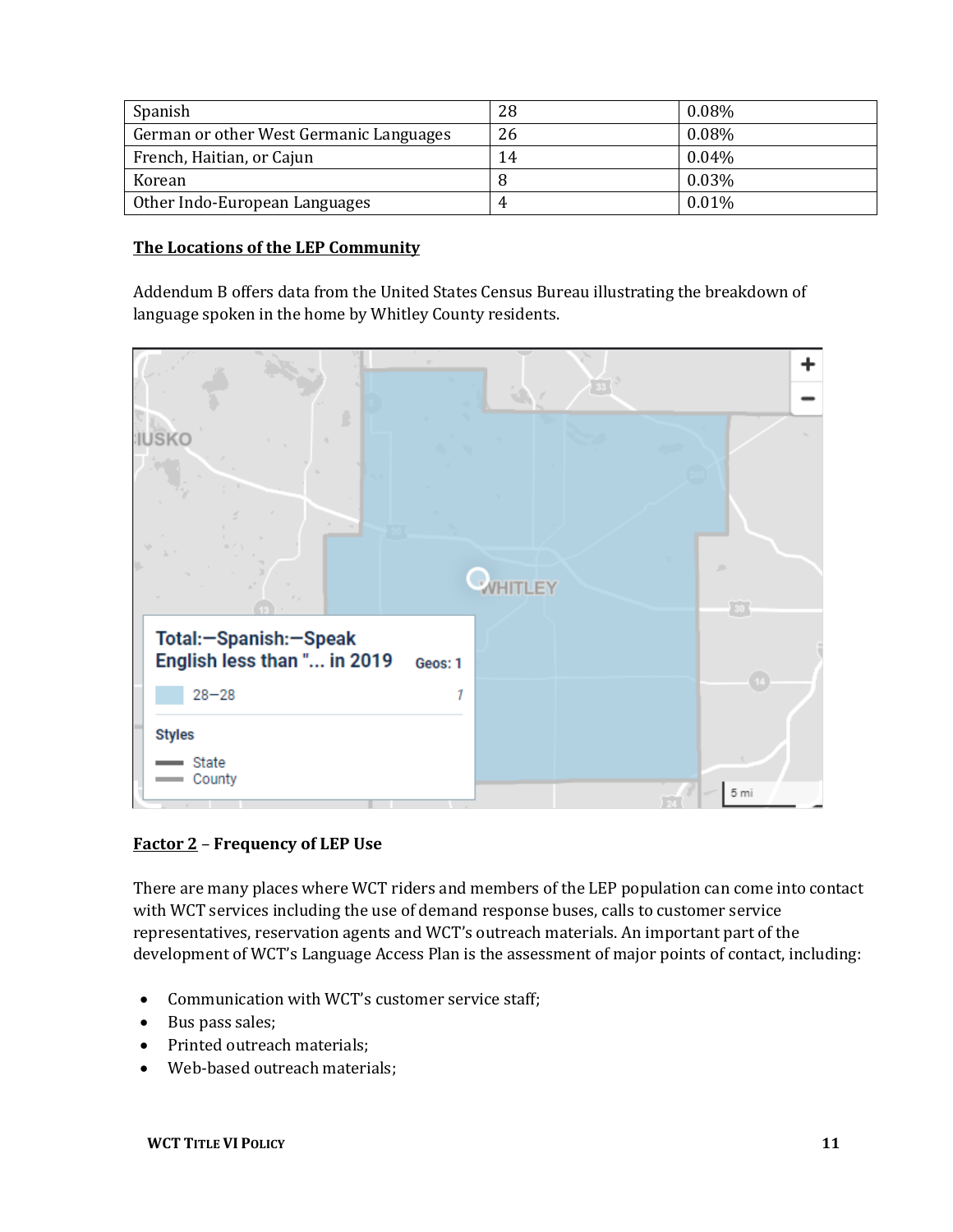| Spanish | 28 | 0.08% |
|---|---|---|
| German or other West Germanic Languages | 26 | 0.08% |
| French, Haitian, or Cajun | 14 | 0.04% |
| Korean | 8 | 0.03% |
| Other Indo-European Languages | 4 | 0.01% |

**<u>The Locations of the LEP Community</u>**

Addendum B offers data from the United States Census Bureau illustrating the breakdown of language spoken in the home by Whitley County residents.

**<u>Factor 2</u> – Frequency of LEP Use**

There are many places where WCT riders and members of the LEP population can come into contact with WCT services including the use of demand response buses, calls to customer service representatives, reservation agents and WCT's outreach materials. An important part of the development of WCT's Language Access Plan is the assessment of major points of contact, including:

- Communication with WCT's customer service staff;
- Bus pass sales;
- Printed outreach materials;
- Web-based outreach materials;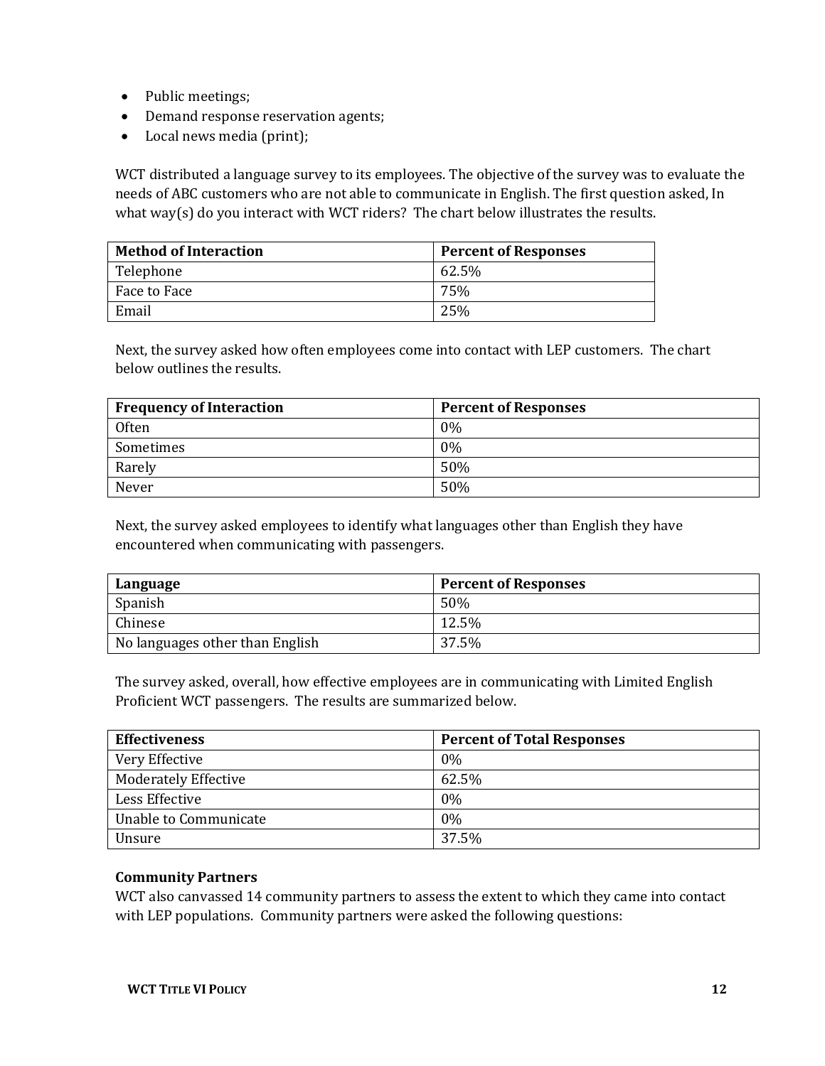- Public meetings;
- Demand response reservation agents;
- Local news media (print);

WCT distributed a language survey to its employees. The objective of the survey was to evaluate the needs of ABC customers who are not able to communicate in English. The first question asked, In what way(s) do you interact with WCT riders? The chart below illustrates the results.

| Method of Interaction | Percent of Responses |
|---|---|
| Telephone | 62.5% |
| Face to Face | 75% |
| Email | 25% |

Next, the survey asked how often employees come into contact with LEP customers. The chart below outlines the results.

| Frequency of Interaction | Percent of Responses |
|---|---|
| Often | 0% |
| Sometimes | 0% |
| Rarely | 50% |
| Never | 50% |

Next, the survey asked employees to identify what languages other than English they have encountered when communicating with passengers.

| Language | Percent of Responses |
|---|---|
| Spanish | 50% |
| Chinese | 12.5% |
| No languages other than English | 37.5% |

The survey asked, overall, how effective employees are in communicating with Limited English Proficient WCT passengers. The results are summarized below.

| Effectiveness | Percent of Total Responses |
|---|---|
| Very Effective | 0% |
| Moderately Effective | 62.5% |
| Less Effective | 0% |
| Unable to Communicate | 0% |
| Unsure | 37.5% |

**Community Partners**

WCT also canvassed 14 community partners to assess the extent to which they came into contact with LEP populations. Community partners were asked the following questions: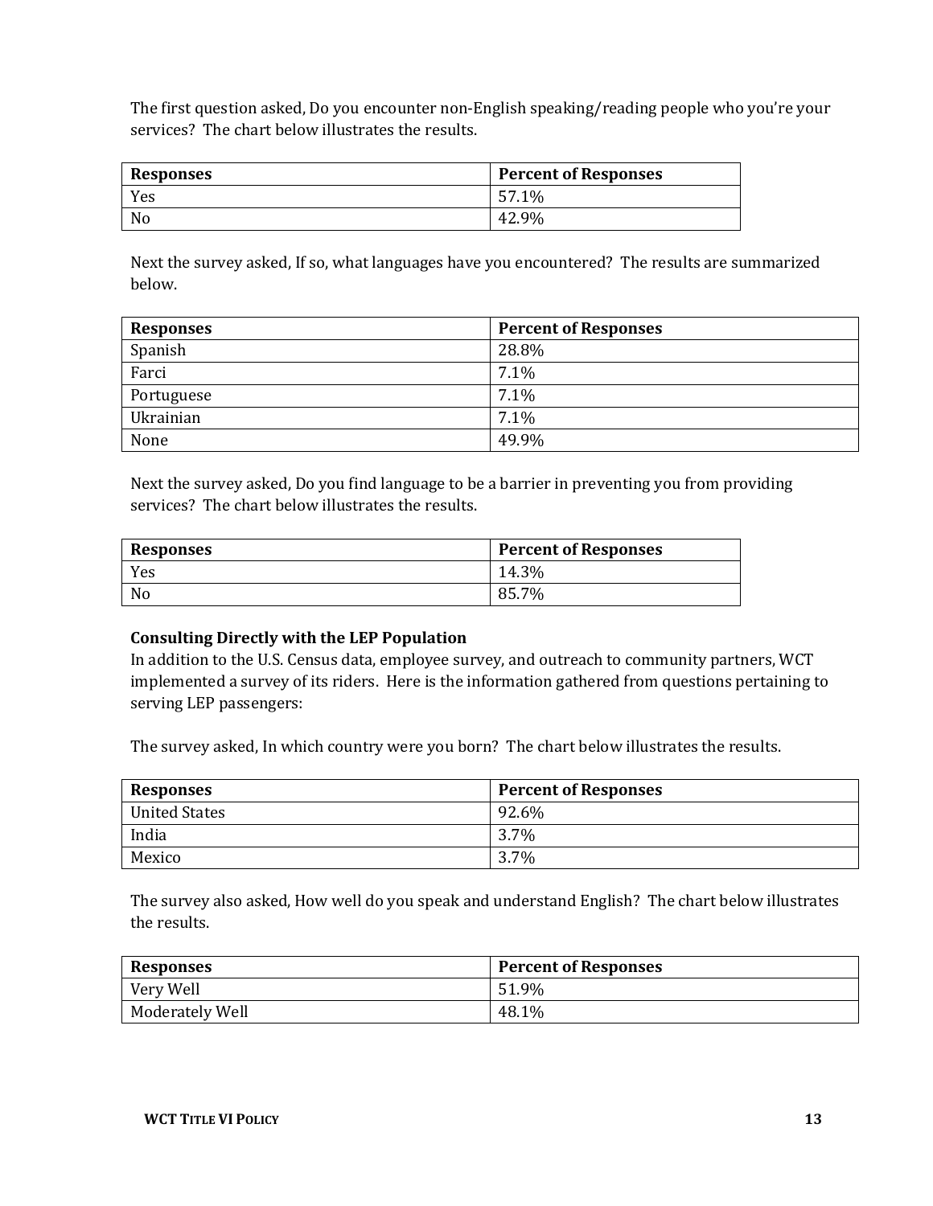The first question asked, Do you encounter non-English speaking/reading people who you're your services? The chart below illustrates the results.

| Responses | Percent of Responses |
|---|---|
| Yes | 57.1% |
| No | 42.9% |

Next the survey asked, If so, what languages have you encountered? The results are summarized below.

| Responses | Percent of Responses |
|---|---|
| Spanish | 28.8% |
| Farci | 7.1% |
| Portuguese | 7.1% |
| Ukrainian | 7.1% |
| None | 49.9% |

Next the survey asked, Do you find language to be a barrier in preventing you from providing services? The chart below illustrates the results.

| Responses | Percent of Responses |
|---|---|
| Yes | 14.3% |
| No | 85.7% |

**Consulting Directly with the LEP Population**

In addition to the U.S. Census data, employee survey, and outreach to community partners, WCT implemented a survey of its riders. Here is the information gathered from questions pertaining to serving LEP passengers:

The survey asked, In which country were you born? The chart below illustrates the results.

| Responses | Percent of Responses |
|---|---|
| United States | 92.6% |
| India | 3.7% |
| Mexico | 3.7% |

The survey also asked, How well do you speak and understand English? The chart below illustrates the results.

| Responses | Percent of Responses |
|---|---|
| Very Well | 51.9% |
| Moderately Well | 48.1% |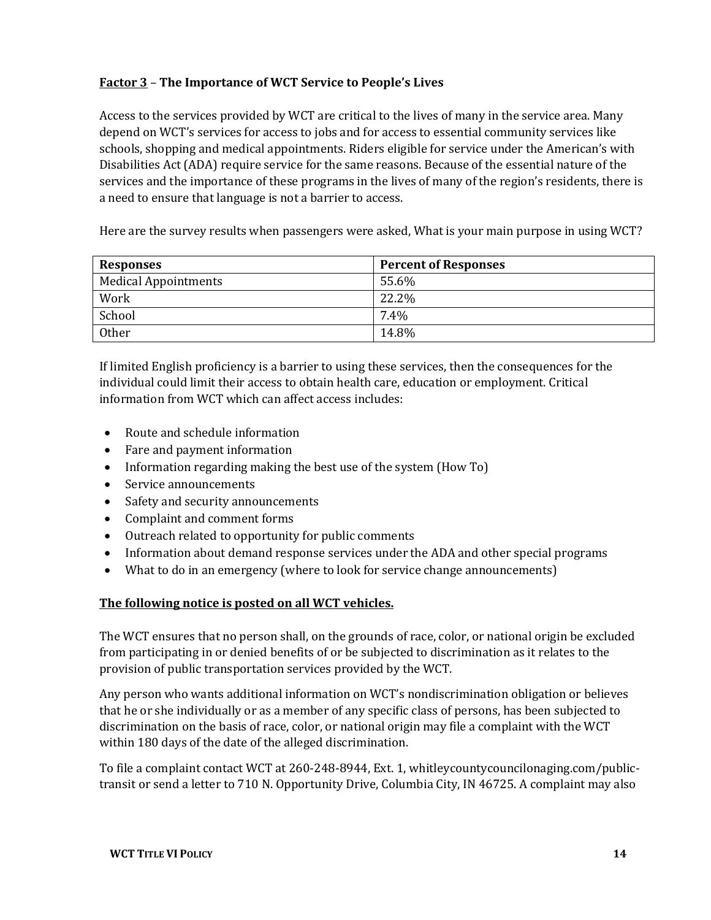**Factor 3 – The Importance of WCT Service to People's Lives**

Access to the services provided by WCT are critical to the lives of many in the service area. Many depend on WCT's services for access to jobs and for access to essential community services like schools, shopping and medical appointments. Riders eligible for service under the American's with Disabilities Act (ADA) require service for the same reasons. Because of the essential nature of the services and the importance of these programs in the lives of many of the region's residents, there is a need to ensure that language is not a barrier to access.

Here are the survey results when passengers were asked, What is your main purpose in using WCT?

| Responses | Percent of Responses |
|---|---|
| Medical Appointments | 55.6% |
| Work | 22.2% |
| School | 7.4% |
| Other | 14.8% |

If limited English proficiency is a barrier to using these services, then the consequences for the individual could limit their access to obtain health care, education or employment. Critical information from WCT which can affect access includes:

- Route and schedule information
- Fare and payment information
- Information regarding making the best use of the system (How To)
- Service announcements
- Safety and security announcements
- Complaint and comment forms
- Outreach related to opportunity for public comments
- Information about demand response services under the ADA and other special programs
- What to do in an emergency (where to look for service change announcements)

**The following notice is posted on all WCT vehicles.**

The WCT ensures that no person shall, on the grounds of race, color, or national origin be excluded from participating in or denied benefits of or be subjected to discrimination as it relates to the provision of public transportation services provided by the WCT.

Any person who wants additional information on WCT's nondiscrimination obligation or believes that he or she individually or as a member of any specific class of persons, has been subjected to discrimination on the basis of race, color, or national origin may file a complaint with the WCT within 180 days of the date of the alleged discrimination.

To file a complaint contact WCT at 260-248-8944, Ext. 1, whitleycountycouncilonaging.com/public-transit or send a letter to 710 N. Opportunity Drive, Columbia City, IN 46725. A complaint may also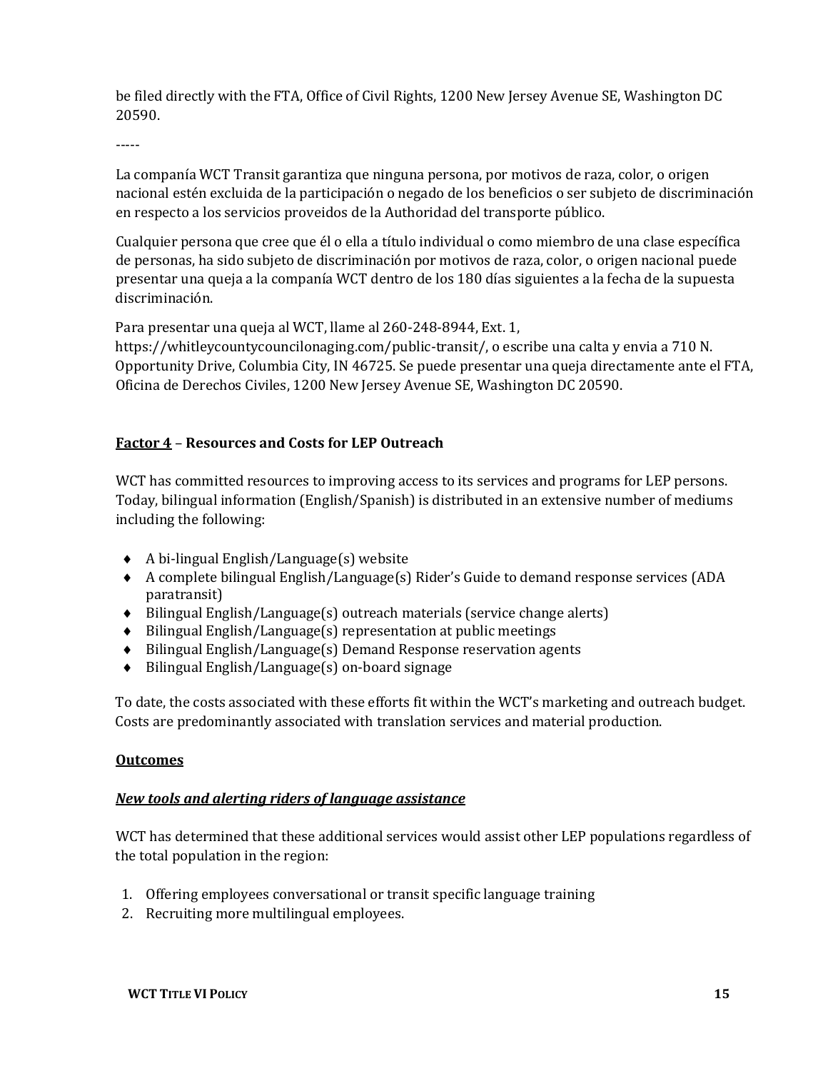be filed directly with the FTA, Office of Civil Rights, 1200 New Jersey Avenue SE, Washington DC 20590.

-----

La companía WCT Transit garantiza que ninguna persona, por motivos de raza, color, o origen nacional estén excluida de la participación o negado de los beneficios o ser subjeto de discriminación en respecto a los servicios proveidos de la Authoridad del transporte público.

Cualquier persona que cree que él o ella a título individual o como miembro de una clase específica de personas, ha sido subjeto de discriminación por motivos de raza, color, o origen nacional puede presentar una queja a la companía WCT dentro de los 180 días siguientes a la fecha de la supuesta discriminación.

Para presentar una queja al WCT, llame al 260-248-8944, Ext. 1, https://whitleycountycouncilonaging.com/public-transit/, o escribe una calta y envia a 710 N. Opportunity Drive, Columbia City, IN 46725. Se puede presentar una queja directamente ante el FTA, Oficina de Derechos Civiles, 1200 New Jersey Avenue SE, Washington DC 20590.

## **Factor 4** – Resources and Costs for LEP Outreach

WCT has committed resources to improving access to its services and programs for LEP persons. Today, bilingual information (English/Spanish) is distributed in an extensive number of mediums including the following:

- A bi-lingual English/Language(s) website
- A complete bilingual English/Language(s) Rider's Guide to demand response services (ADA paratransit)
- Bilingual English/Language(s) outreach materials (service change alerts)
- Bilingual English/Language(s) representation at public meetings
- Bilingual English/Language(s) Demand Response reservation agents
- Bilingual English/Language(s) on-board signage

To date, the costs associated with these efforts fit within the WCT's marketing and outreach budget. Costs are predominantly associated with translation services and material production.

## **Outcomes**

### ***New tools and alerting riders of language assistance***

WCT has determined that these additional services would assist other LEP populations regardless of the total population in the region:

1. Offering employees conversational or transit specific language training
2. Recruiting more multilingual employees.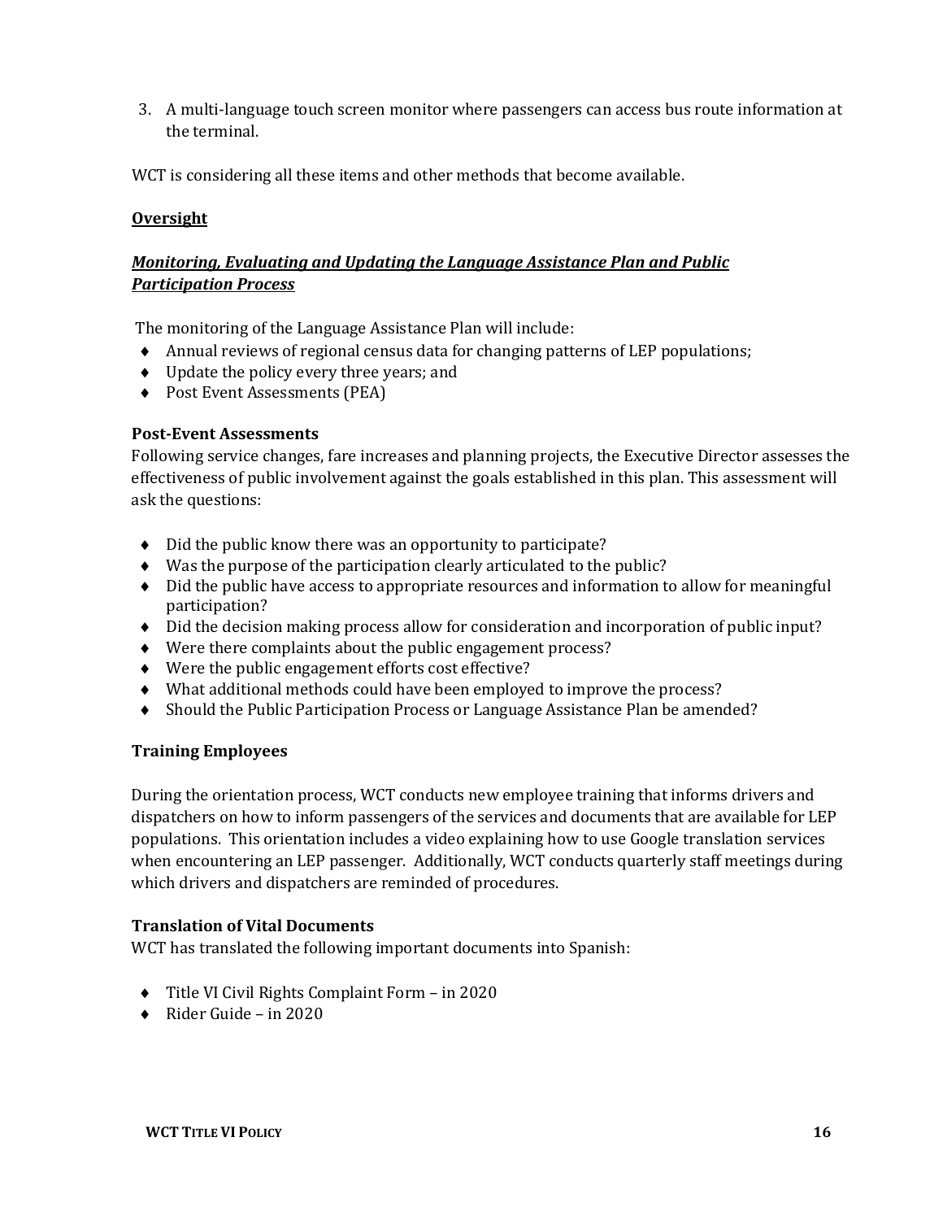3. A multi-language touch screen monitor where passengers can access bus route information at the terminal.

WCT is considering all these items and other methods that become available.

## Oversight

### *Monitoring, Evaluating and Updating the Language Assistance Plan and Public Participation Process*

The monitoring of the Language Assistance Plan will include:

- Annual reviews of regional census data for changing patterns of LEP populations;
- Update the policy every three years; and
- Post Event Assessments (PEA)

### Post-Event Assessments

Following service changes, fare increases and planning projects, the Executive Director assesses the effectiveness of public involvement against the goals established in this plan. This assessment will ask the questions:

- Did the public know there was an opportunity to participate?
- Was the purpose of the participation clearly articulated to the public?
- Did the public have access to appropriate resources and information to allow for meaningful participation?
- Did the decision making process allow for consideration and incorporation of public input?
- Were there complaints about the public engagement process?
- Were the public engagement efforts cost effective?
- What additional methods could have been employed to improve the process?
- Should the Public Participation Process or Language Assistance Plan be amended?

### Training Employees

During the orientation process, WCT conducts new employee training that informs drivers and dispatchers on how to inform passengers of the services and documents that are available for LEP populations. This orientation includes a video explaining how to use Google translation services when encountering an LEP passenger. Additionally, WCT conducts quarterly staff meetings during which drivers and dispatchers are reminded of procedures.

### Translation of Vital Documents

WCT has translated the following important documents into Spanish:

- Title VI Civil Rights Complaint Form – in 2020
- Rider Guide – in 2020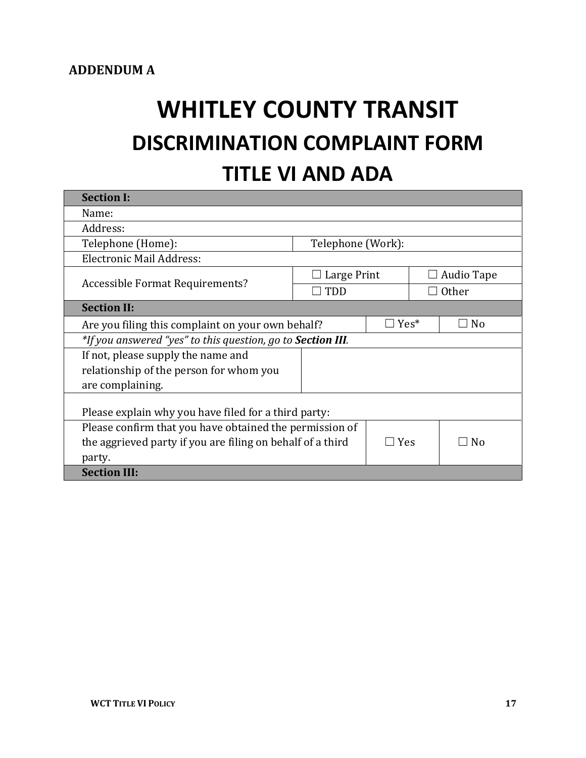**ADDENDUM A**

# WHITLEY COUNTY TRANSIT

## DISCRIMINATION COMPLAINT FORM

## TITLE VI AND ADA

| **Section I:** | | | |
|---|---|---|---|
| Name: | | | |
| Address: | | | |
| Telephone (Home): | Telephone (Work): | | |
| Electronic Mail Address: | | | |
| Accessible Format Requirements? | ☐ Large Print | ☐ Audio Tape | |
| | ☐ TDD | ☐ Other | |
| **Section II:** | | | |
| Are you filing this complaint on your own behalf? | | ☐ Yes* | ☐ No |
| *If you answered "yes" to this question, go to **Section III**.* | | | |
| If not, please supply the name and relationship of the person for whom you are complaining. | | | |
| Please explain why you have filed for a third party: | | | |
| Please confirm that you have obtained the permission of the aggrieved party if you are filing on behalf of a third party. | | ☐ Yes | ☐ No |
| **Section III:** | | | |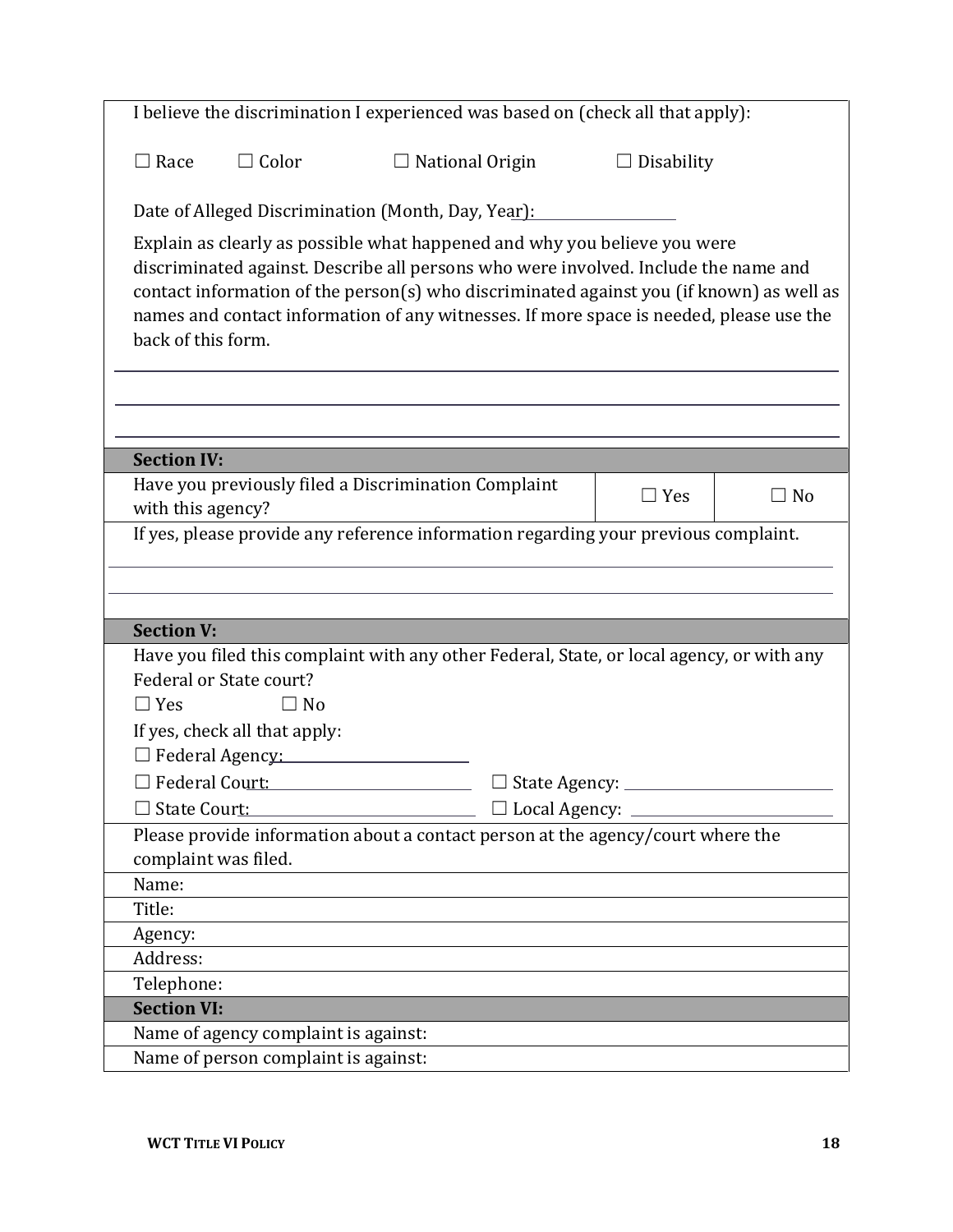I believe the discrimination I experienced was based on (check all that apply):

☐ Race ☐ Color ☐ National Origin ☐ Disability

Date of Alleged Discrimination (Month, Day, Year): ____________________

Explain as clearly as possible what happened and why you believe you were discriminated against. Describe all persons who were involved. Include the name and contact information of the person(s) who discriminated against you (if known) as well as names and contact information of any witnesses. If more space is needed, please use the back of this form.

______________________________________________________________________________

______________________________________________________________________________

______________________________________________________________________________

**Section IV:**

| Have you previously filed a Discrimination Complaint with this agency? | ☐ Yes | ☐ No |
|---|---|---|

If yes, please provide any reference information regarding your previous complaint.

______________________________________________________________________________

______________________________________________________________________________

**Section V:**

Have you filed this complaint with any other Federal, State, or local agency, or with any Federal or State court?

☐ Yes ☐ No

If yes, check all that apply:

☐ Federal Agency: ____________________

☐ Federal Court: ____________________ ☐ State Agency: ____________________

☐ State Court: ____________________ ☐ Local Agency: ____________________

Please provide information about a contact person at the agency/court where the complaint was filed.

Name:

Title:

Agency:

Address:

Telephone:

**Section VI:**

Name of agency complaint is against:

Name of person complaint is against: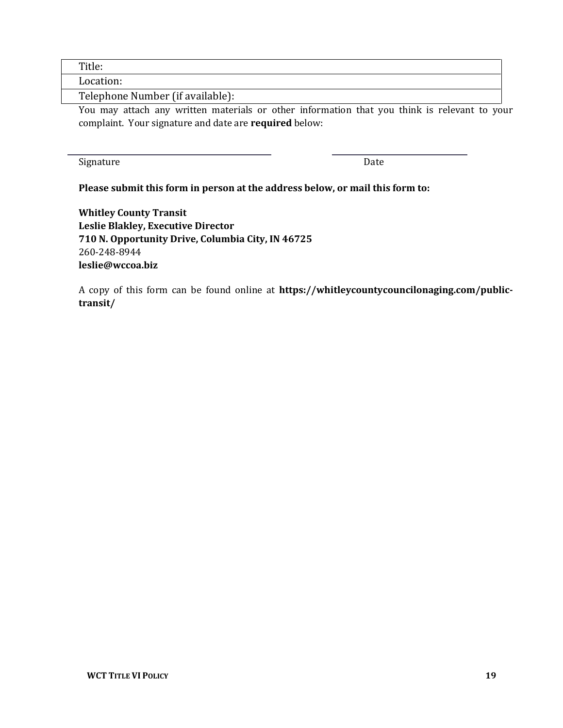| Title: |
| --- |
| Location: |
| Telephone Number (if available): |

You may attach any written materials or other information that you think is relevant to your complaint. Your signature and date are **required** below:

\_\_\_\_\_\_\_\_\_\_\_\_\_\_\_\_\_\_\_\_\_\_\_\_\_\_\_\_\_\_\_\_\_\_\_\_\_\_ \_\_\_\_\_\_\_\_\_\_\_\_\_\_\_\_\_\_\_\_\_\_\_\_\_\_

Signature Date

**Please submit this form in person at the address below, or mail this form to:**

**Whitley County Transit**
**Leslie Blakley, Executive Director**
**710 N. Opportunity Drive, Columbia City, IN 46725**
260-248-8944
**leslie@wccoa.biz**

A copy of this form can be found online at **https://whitleycountycouncilonaging.com/public-transit/**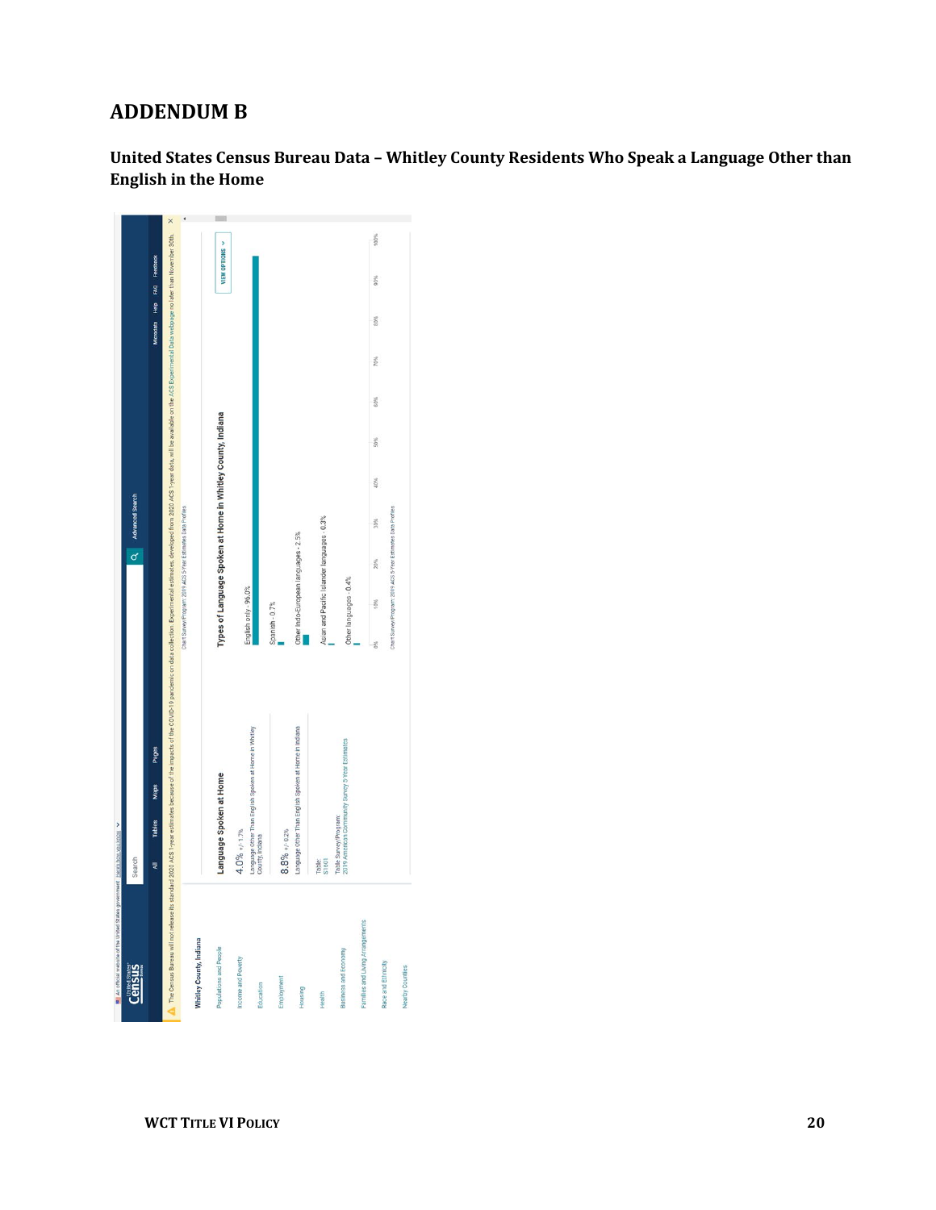# ADDENDUM B

**United States Census Bureau Data – Whitley County Residents Who Speak a Language Other than English in the Home**

An official website of the United States government Here's how you know

United States Census Bureau

Search

All Tables Maps Pages

Advanced Search

Microdata Help FAQ Feedback

The Census Bureau will not release its standard 2020 ACS 1-year estimates because of the impacts of the COVID-19 pandemic on data collection. Experimental estimates, developed from 2020 ACS 1-year data, will be available on the ACS Experimental Data webpage no later than November 30th.

Whitley County, Indiana

Populations and People

Income and Poverty

Education

Employment

Housing

Health

Business and Economy

Families and Living Arrangements

Race and Ethnicity

Nearby Counties

Chart Survey/Program: 2019 ACS 5-Year Estimates Data Profiles

**Language Spoken at Home**

4.0% +/- 1.7%

Language Other Than English Spoken at Home in Whitley County, Indiana

8.8% +/- 0.2%

Language Other Than English Spoken at Home in Indiana

Table: S1601

Table Survey/Program: 2019 American Community Survey 5-Year Estimates

**Types of Language Spoken at Home in Whitley County, Indiana**

VIEW OPTIONS

English only - 96.0%

Spanish - 0.7%

Other Indo-European languages - 2.5%

Asian and Pacific Islander languages - 0.3%

Other languages - 0.4%

0% 10% 20% 30% 40% 50% 60% 70% 80% 90% 100%

Chart Survey/Program: 2019 ACS 5-Year Estimates Data Profiles